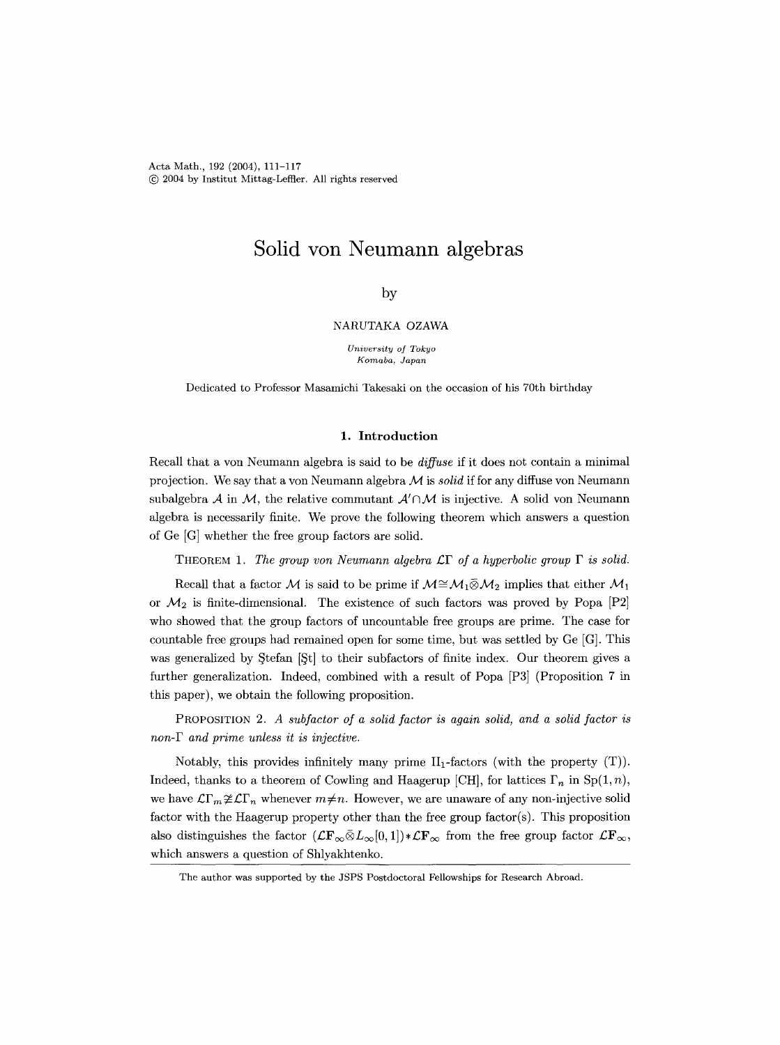# Solid von Neumann algebras

by

NARUTAKA OZAWA

*University of Tokyo*
*Komaba, Japan*

Dedicated to Professor Masamichi Takesaki on the occasion of his 70th birthday

## 1. Introduction

Recall that a von Neumann algebra is said to be *diffuse* if it does not contain a minimal projection. We say that a von Neumann algebra $\mathcal{M}$ is *solid* if for any diffuse von Neumann subalgebra $\mathcal{A}$ in $\mathcal{M}$, the relative commutant $\mathcal{A}' \cap \mathcal{M}$ is injective. A solid von Neumann algebra is necessarily finite. We prove the following theorem which answers a question of Ge [G] whether the free group factors are solid.

THEOREM 1. *The group von Neumann algebra $\mathcal{L}\Gamma$ of a hyperbolic group $\Gamma$ is solid.*

Recall that a factor $\mathcal{M}$ is said to be prime if $\mathcal{M} \cong \mathcal{M}_1 \bar{\otimes} \mathcal{M}_2$ implies that either $\mathcal{M}_1$ or $\mathcal{M}_2$ is finite-dimensional. The existence of such factors was proved by Popa [P2] who showed that the group factors of uncountable free groups are prime. The case for countable free groups had remained open for some time, but was settled by Ge [G]. This was generalized by Ştefan [Şt] to their subfactors of finite index. Our theorem gives a further generalization. Indeed, combined with a result of Popa [P3] (Proposition 7 in this paper), we obtain the following proposition.

PROPOSITION 2. *A subfactor of a solid factor is again solid, and a solid factor is non-$\Gamma$ and prime unless it is injective.*

Notably, this provides infinitely many prime $\mathrm{II}_1$-factors (with the property (T)). Indeed, thanks to a theorem of Cowling and Haagerup [CH], for lattices $\Gamma_n$ in $\mathrm{Sp}(1,n)$, we have $\mathcal{L}\Gamma_m \not\cong \mathcal{L}\Gamma_n$ whenever $m \neq n$. However, we are unaware of any non-injective solid factor with the Haagerup property other than the free group factor(s). This proposition also distinguishes the factor $(\mathcal{L}\mathbf{F}_\infty \bar{\otimes} L_\infty[0,1]) * \mathcal{L}\mathbf{F}_\infty$ from the free group factor $\mathcal{L}\mathbf{F}_\infty$, which answers a question of Shlyakhtenko.

The author was supported by the JSPS Postdoctoral Fellowships for Research Abroad.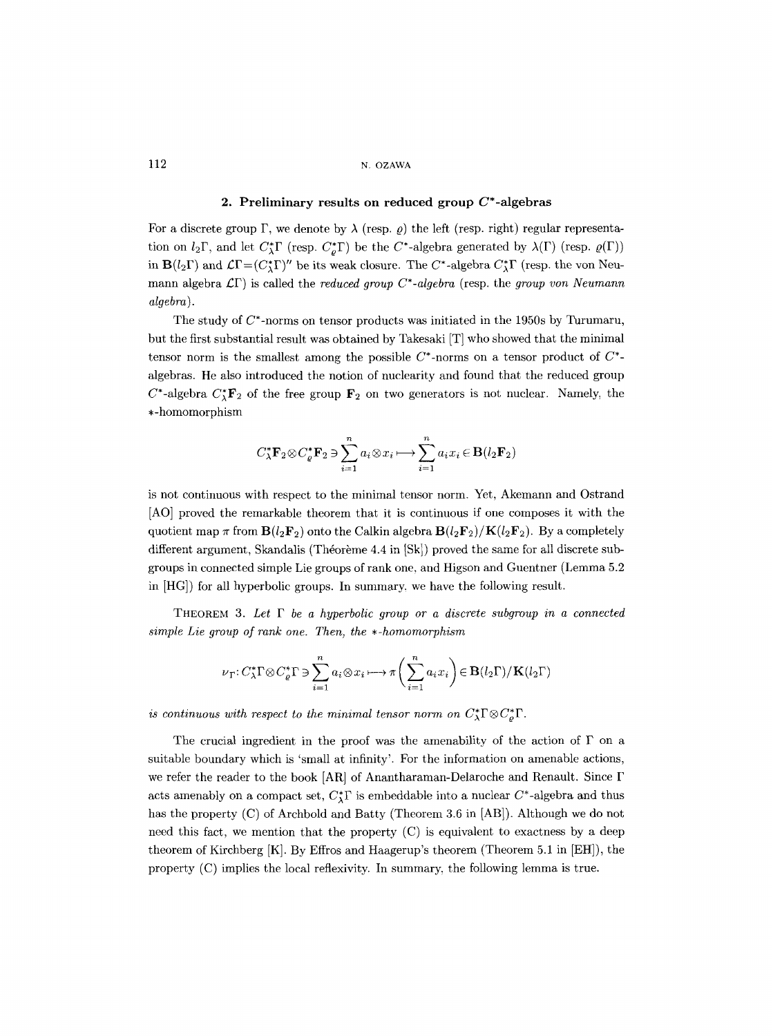## 2. Preliminary results on reduced group $C^*$-algebras

For a discrete group $\Gamma$, we denote by $\lambda$ (resp. $\varrho$) the left (resp. right) regular representation on $l_2\Gamma$, and let $C^*_\lambda\Gamma$ (resp. $C^*_\varrho\Gamma$) be the $C^*$-algebra generated by $\lambda(\Gamma)$ (resp. $\varrho(\Gamma)$) in $\mathbf{B}(l_2\Gamma)$ and $\mathcal{L}\Gamma=(C^*_\lambda\Gamma)''$ be its weak closure. The $C^*$-algebra $C^*_\lambda\Gamma$ (resp. the von Neumann algebra $\mathcal{L}\Gamma$) is called the *reduced group $C^*$-algebra* (resp. the *group von Neumann algebra*).

The study of $C^*$-norms on tensor products was initiated in the 1950s by Turumaru, but the first substantial result was obtained by Takesaki [T] who showed that the minimal tensor norm is the smallest among the possible $C^*$-norms on a tensor product of $C^*$-algebras. He also introduced the notion of nuclearity and found that the reduced group $C^*$-algebra $C^*_\lambda\mathbf{F}_2$ of the free group $\mathbf{F}_2$ on two generators is not nuclear. Namely, the $*$-homomorphism

$$C^*_\lambda\mathbf{F}_2\otimes C^*_\varrho\mathbf{F}_2\ni\sum_{i=1}^n a_i\otimes x_i\longmapsto\sum_{i=1}^n a_ix_i\in\mathbf{B}(l_2\mathbf{F}_2)$$

is not continuous with respect to the minimal tensor norm. Yet, Akemann and Ostrand [AO] proved the remarkable theorem that it is continuous if one composes it with the quotient map $\pi$ from $\mathbf{B}(l_2\mathbf{F}_2)$ onto the Calkin algebra $\mathbf{B}(l_2\mathbf{F}_2)/\mathbf{K}(l_2\mathbf{F}_2)$. By a completely different argument, Skandalis (Théorème 4.4 in [Sk]) proved the same for all discrete subgroups in connected simple Lie groups of rank one, and Higson and Guentner (Lemma 5.2 in [HG]) for all hyperbolic groups. In summary, we have the following result.

THEOREM 3. *Let $\Gamma$ be a hyperbolic group or a discrete subgroup in a connected simple Lie group of rank one. Then, the $*$-homomorphism*

$$\nu_\Gamma\colon C^*_\lambda\Gamma\otimes C^*_\varrho\Gamma\ni\sum_{i=1}^n a_i\otimes x_i\longmapsto\pi\biggl(\sum_{i=1}^n a_ix_i\biggr)\in\mathbf{B}(l_2\Gamma)/\mathbf{K}(l_2\Gamma)$$

*is continuous with respect to the minimal tensor norm on $C^*_\lambda\Gamma\otimes C^*_\varrho\Gamma$.*

The crucial ingredient in the proof was the amenability of the action of $\Gamma$ on a suitable boundary which is 'small at infinity'. For the information on amenable actions, we refer the reader to the book [AR] of Anantharaman-Delaroche and Renault. Since $\Gamma$ acts amenably on a compact set, $C^*_\lambda\Gamma$ is embeddable into a nuclear $C^*$-algebra and thus has the property (C) of Archbold and Batty (Theorem 3.6 in [AB]). Although we do not need this fact, we mention that the property (C) is equivalent to exactness by a deep theorem of Kirchberg [K]. By Effros and Haagerup's theorem (Theorem 5.1 in [EH]), the property (C) implies the local reflexivity. In summary, the following lemma is true.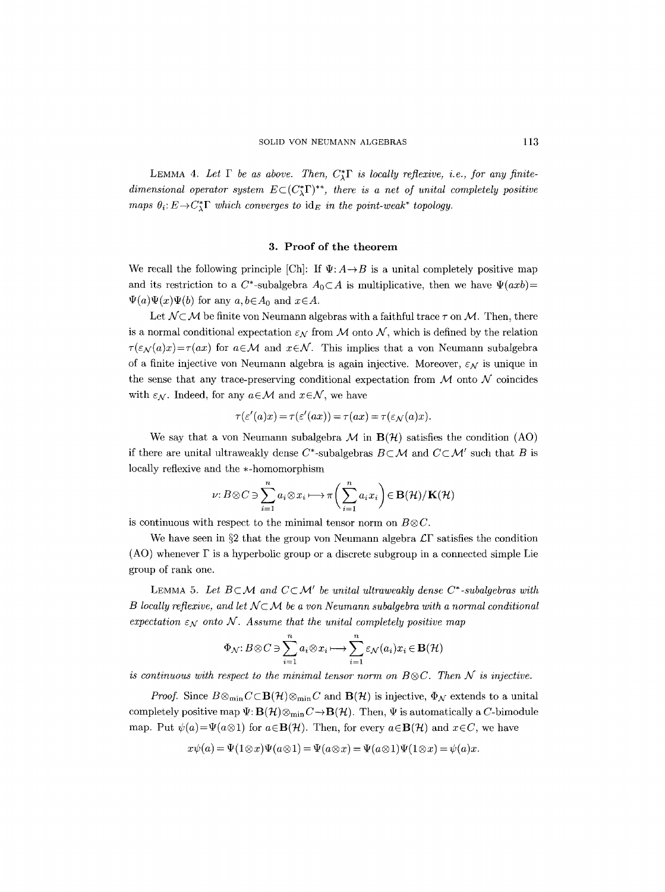LEMMA 4. *Let $\Gamma$ be as above. Then, $C^*_\lambda\Gamma$ is locally reflexive, i.e., for any finite-dimensional operator system $E\subset(C^*_\lambda\Gamma)^{**}$, there is a net of unital completely positive maps $\theta_i: E\to C^*_\lambda\Gamma$ which converges to $\mathrm{id}_E$ in the point-weak* topology.*

## 3. Proof of the theorem

We recall the following principle [Ch]: If $\Psi: A\to B$ is a unital completely positive map and its restriction to a $C^*$-subalgebra $A_0\subset A$ is multiplicative, then we have $\Psi(axb)=\Psi(a)\Psi(x)\Psi(b)$ for any $a,b\in A_0$ and $x\in A$.

Let $\mathcal{N}\subset\mathcal{M}$ be finite von Neumann algebras with a faithful trace $\tau$ on $\mathcal{M}$. Then, there is a normal conditional expectation $\varepsilon_\mathcal{N}$ from $\mathcal{M}$ onto $\mathcal{N}$, which is defined by the relation $\tau(\varepsilon_\mathcal{N}(a)x)=\tau(ax)$ for $a\in\mathcal{M}$ and $x\in\mathcal{N}$. This implies that a von Neumann subalgebra of a finite injective von Neumann algebra is again injective. Moreover, $\varepsilon_\mathcal{N}$ is unique in the sense that any trace-preserving conditional expectation from $\mathcal{M}$ onto $\mathcal{N}$ coincides with $\varepsilon_\mathcal{N}$. Indeed, for any $a\in\mathcal{M}$ and $x\in\mathcal{N}$, we have

$$\tau(\varepsilon'(a)x)=\tau(\varepsilon'(ax))=\tau(ax)=\tau(\varepsilon_\mathcal{N}(a)x).$$

We say that a von Neumann subalgebra $\mathcal{M}$ in $\mathbf{B}(\mathcal{H})$ satisfies the condition (AO) if there are unital ultraweakly dense $C^*$-subalgebras $B\subset\mathcal{M}$ and $C\subset\mathcal{M}'$ such that $B$ is locally reflexive and the $*$-homomorphism

$$\nu: B\otimes C\ni\sum_{i=1}^n a_i\otimes x_i\longmapsto\pi\Big(\sum_{i=1}^n a_i x_i\Big)\in\mathbf{B}(\mathcal{H})/\mathbf{K}(\mathcal{H})$$

is continuous with respect to the minimal tensor norm on $B\otimes C$.

We have seen in §2 that the group von Neumann algebra $\mathcal{L}\Gamma$ satisfies the condition (AO) whenever $\Gamma$ is a hyperbolic group or a discrete subgroup in a connected simple Lie group of rank one.

LEMMA 5. *Let $B\subset\mathcal{M}$ and $C\subset\mathcal{M}'$ be unital ultraweakly dense $C^*$-subalgebras with $B$ locally reflexive, and let $\mathcal{N}\subset\mathcal{M}$ be a von Neumann subalgebra with a normal conditional expectation $\varepsilon_\mathcal{N}$ onto $\mathcal{N}$. Assume that the unital completely positive map*

$$\Phi_\mathcal{N}: B\otimes C\ni\sum_{i=1}^n a_i\otimes x_i\longmapsto\sum_{i=1}^n\varepsilon_\mathcal{N}(a_i)x_i\in\mathbf{B}(\mathcal{H})$$

*is continuous with respect to the minimal tensor norm on $B\otimes C$. Then $\mathcal{N}$ is injective.*

*Proof.* Since $B\otimes_{\min}C\subset\mathbf{B}(\mathcal{H})\otimes_{\min}C$ and $\mathbf{B}(\mathcal{H})$ is injective, $\Phi_\mathcal{N}$ extends to a unital completely positive map $\Psi:\mathbf{B}(\mathcal{H})\otimes_{\min}C\to\mathbf{B}(\mathcal{H})$. Then, $\Psi$ is automatically a $C$-bimodule map. Put $\psi(a)=\Psi(a\otimes 1)$ for $a\in\mathbf{B}(\mathcal{H})$. Then, for every $a\in\mathbf{B}(\mathcal{H})$ and $x\in C$, we have

$$x\psi(a)=\Psi(1\otimes x)\Psi(a\otimes 1)=\Psi(a\otimes x)=\Psi(a\otimes 1)\Psi(1\otimes x)=\psi(a)x.$$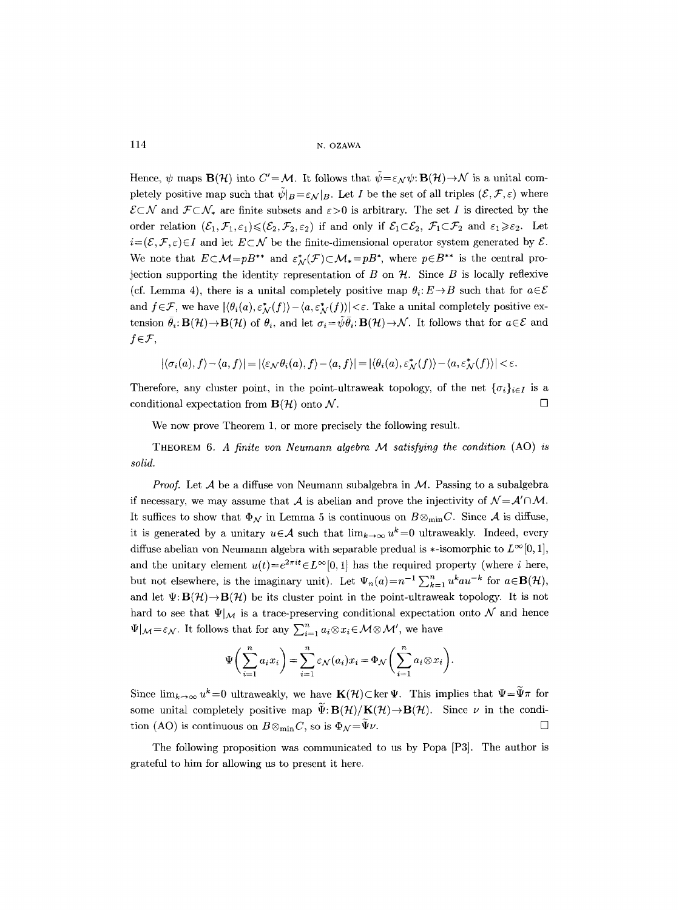Hence, $\psi$ maps $\mathbf{B}(\mathcal{H})$ into $C'=\mathcal{M}$. It follows that $\tilde{\psi}=\varepsilon_{\mathcal{N}}\psi\colon\mathbf{B}(\mathcal{H})\to\mathcal{N}$ is a unital completely positive map such that $\tilde{\psi}|_B=\varepsilon_{\mathcal{N}}|_B$. Let $I$ be the set of all triples $(\mathcal{E},\mathcal{F},\varepsilon)$ where $\mathcal{E}\subset\mathcal{N}$ and $\mathcal{F}\subset\mathcal{N}_*$ are finite subsets and $\varepsilon>0$ is arbitrary. The set $I$ is directed by the order relation $(\mathcal{E}_1,\mathcal{F}_1,\varepsilon_1)\leqslant(\mathcal{E}_2,\mathcal{F}_2,\varepsilon_2)$ if and only if $\mathcal{E}_1\subset\mathcal{E}_2$, $\mathcal{F}_1\subset\mathcal{F}_2$ and $\varepsilon_1\geqslant\varepsilon_2$. Let $i=(\mathcal{E},\mathcal{F},\varepsilon)\in I$ and let $E\subset\mathcal{N}$ be the finite-dimensional operator system generated by $\mathcal{E}$. We note that $E\subset\mathcal{M}=pB^{**}$ and $\varepsilon_{\mathcal{N}}^*(\mathcal{F})\subset\mathcal{M}_*=pB^*$, where $p\in B^{**}$ is the central projection supporting the identity representation of $B$ on $\mathcal{H}$. Since $B$ is locally reflexive (cf. Lemma 4), there is a unital completely positive map $\theta_i\colon E\to B$ such that for $a\in\mathcal{E}$ and $f\in\mathcal{F}$, we have $|\langle\theta_i(a),\varepsilon_{\mathcal{N}}^*(f)\rangle-\langle a,\varepsilon_{\mathcal{N}}^*(f)\rangle|<\varepsilon$. Take a unital completely positive extension $\bar{\theta}_i\colon\mathbf{B}(\mathcal{H})\to\mathbf{B}(\mathcal{H})$ of $\theta_i$, and let $\sigma_i=\tilde{\psi}\bar{\theta}_i\colon\mathbf{B}(\mathcal{H})\to\mathcal{N}$. It follows that for $a\in\mathcal{E}$ and $f\in\mathcal{F}$,

$$|\langle\sigma_i(a),f\rangle-\langle a,f\rangle|=|\langle\varepsilon_{\mathcal{N}}\theta_i(a),f\rangle-\langle a,f\rangle|=|\langle\theta_i(a),\varepsilon_{\mathcal{N}}^*(f)\rangle-\langle a,\varepsilon_{\mathcal{N}}^*(f)\rangle|<\varepsilon.$$

Therefore, any cluster point, in the point-ultraweak topology, of the net $\{\sigma_i\}_{i\in I}$ is a conditional expectation from $\mathbf{B}(\mathcal{H})$ onto $\mathcal{N}$. $\square$

We now prove Theorem 1, or more precisely the following result.

THEOREM 6. *A finite von Neumann algebra $\mathcal{M}$ satisfying the condition* (AO) *is solid.*

*Proof.* Let $\mathcal{A}$ be a diffuse von Neumann subalgebra in $\mathcal{M}$. Passing to a subalgebra if necessary, we may assume that $\mathcal{A}$ is abelian and prove the injectivity of $\mathcal{N}=\mathcal{A}'\cap\mathcal{M}$. It suffices to show that $\Phi_{\mathcal{N}}$ in Lemma 5 is continuous on $B\otimes_{\min}C$. Since $\mathcal{A}$ is diffuse, it is generated by a unitary $u\in\mathcal{A}$ such that $\lim_{k\to\infty}u^k=0$ ultraweakly. Indeed, every diffuse abelian von Neumann algebra with separable predual is $*$-isomorphic to $L^\infty[0,1]$, and the unitary element $u(t)=e^{2\pi it}\in L^\infty[0,1]$ has the required property (where $i$ here, but not elsewhere, is the imaginary unit). Let $\Psi_n(a)=n^{-1}\sum_{k=1}^n u^k a u^{-k}$ for $a\in\mathbf{B}(\mathcal{H})$, and let $\Psi\colon\mathbf{B}(\mathcal{H})\to\mathbf{B}(\mathcal{H})$ be its cluster point in the point-ultraweak topology. It is not hard to see that $\Psi|_{\mathcal{M}}$ is a trace-preserving conditional expectation onto $\mathcal{N}$ and hence $\Psi|_{\mathcal{M}}=\varepsilon_{\mathcal{N}}$. It follows that for any $\sum_{i=1}^n a_i\otimes x_i\in\mathcal{M}\otimes\mathcal{M}'$, we have

$$\Psi\Big(\sum_{i=1}^n a_i x_i\Big)=\sum_{i=1}^n\varepsilon_{\mathcal{N}}(a_i)x_i=\Phi_{\mathcal{N}}\Big(\sum_{i=1}^n a_i\otimes x_i\Big).$$

Since $\lim_{k\to\infty}u^k=0$ ultraweakly, we have $\mathbf{K}(\mathcal{H})\subset\ker\Psi$. This implies that $\Psi=\widetilde{\Psi}\pi$ for some unital completely positive map $\widetilde{\Psi}\colon\mathbf{B}(\mathcal{H})/\mathbf{K}(\mathcal{H})\to\mathbf{B}(\mathcal{H})$. Since $\nu$ in the condition (AO) is continuous on $B\otimes_{\min}C$, so is $\Phi_{\mathcal{N}}=\widetilde{\Psi}\nu$. $\square$

The following proposition was communicated to us by Popa [P3]. The author is grateful to him for allowing us to present it here.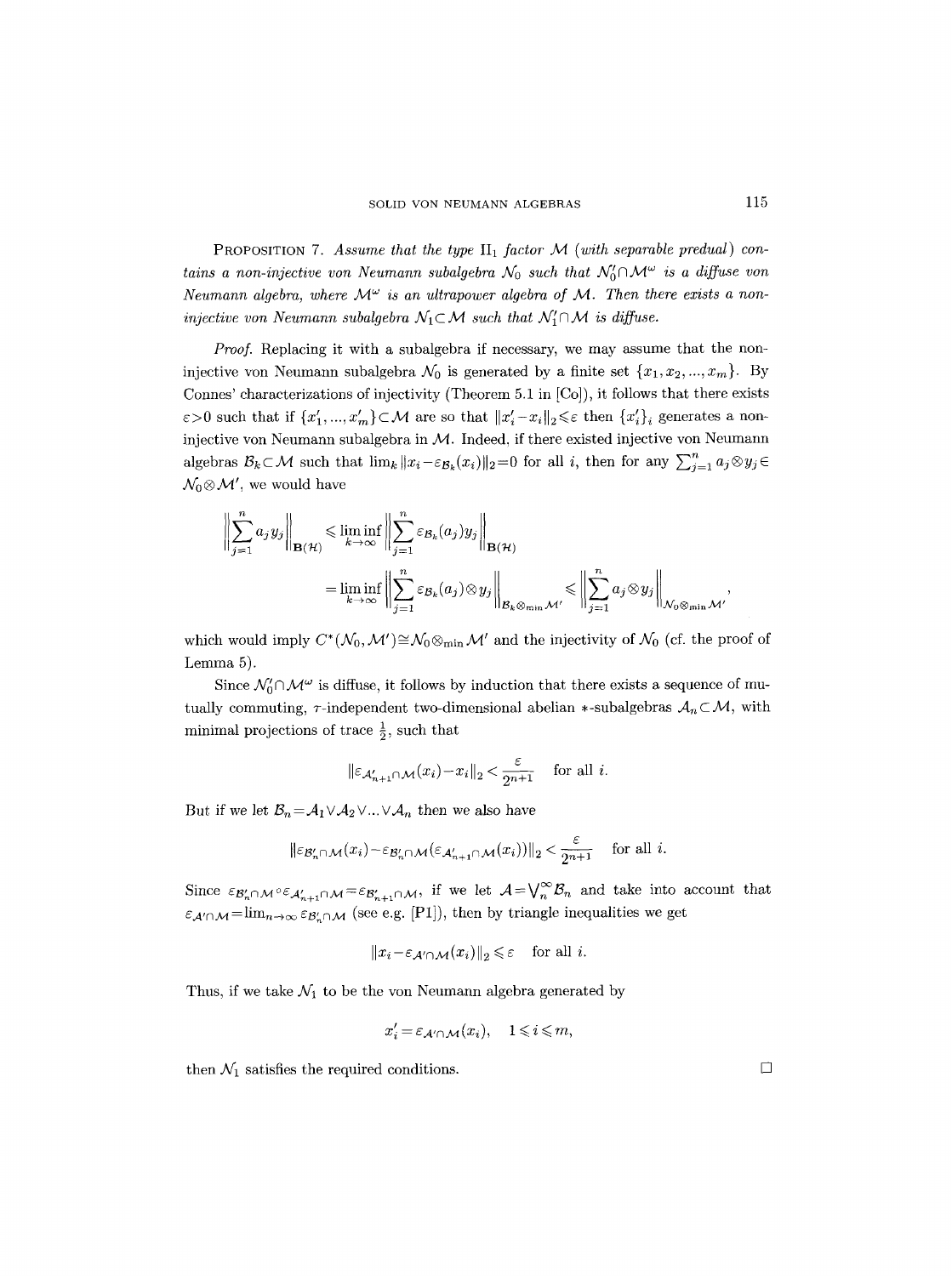**PROPOSITION 7.** *Assume that the type* $\mathrm{II}_1$ *factor* $\mathcal{M}$ *(with separable predual) contains a non-injective von Neumann subalgebra* $\mathcal{N}_0$ *such that* $\mathcal{N}_0' \cap \mathcal{M}^\omega$ *is a diffuse von Neumann algebra, where* $\mathcal{M}^\omega$ *is an ultrapower algebra of* $\mathcal{M}$. *Then there exists a non-injective von Neumann subalgebra* $\mathcal{N}_1 \subset \mathcal{M}$ *such that* $\mathcal{N}_1' \cap \mathcal{M}$ *is diffuse.*

*Proof.* Replacing it with a subalgebra if necessary, we may assume that the non-injective von Neumann subalgebra $\mathcal{N}_0$ is generated by a finite set $\{x_1, x_2, ..., x_m\}$. By Connes' characterizations of injectivity (Theorem 5.1 in [Co]), it follows that there exists $\varepsilon > 0$ such that if $\{x_1', ..., x_m'\} \subset \mathcal{M}$ are so that $\|x_i' - x_i\|_2 \leqslant \varepsilon$ then $\{x_i'\}_i$ generates a non-injective von Neumann subalgebra in $\mathcal{M}$. Indeed, if there existed injective von Neumann algebras $\mathcal{B}_k \subset \mathcal{M}$ such that $\lim_k \|x_i - \varepsilon_{\mathcal{B}_k}(x_i)\|_2 = 0$ for all $i$, then for any $\sum_{j=1}^n a_j \otimes y_j \in \mathcal{N}_0 \otimes \mathcal{M}'$, we would have

$$\begin{aligned}\left\|\sum_{j=1}^n a_j y_j\right\|_{\mathbf{B}(\mathcal{H})} &\leqslant \liminf_{k\to\infty} \left\|\sum_{j=1}^n \varepsilon_{\mathcal{B}_k}(a_j) y_j\right\|_{\mathbf{B}(\mathcal{H})} \\ &= \liminf_{k\to\infty} \left\|\sum_{j=1}^n \varepsilon_{\mathcal{B}_k}(a_j) \otimes y_j\right\|_{\mathcal{B}_k \otimes_{\min} \mathcal{M}'} \leqslant \left\|\sum_{j=1}^n a_j \otimes y_j\right\|_{\mathcal{N}_0 \otimes_{\min} \mathcal{M}'},\end{aligned}$$

which would imply $C^*(\mathcal{N}_0, \mathcal{M}') \cong \mathcal{N}_0 \otimes_{\min} \mathcal{M}'$ and the injectivity of $\mathcal{N}_0$ (cf. the proof of Lemma 5).

Since $\mathcal{N}_0' \cap \mathcal{M}^\omega$ is diffuse, it follows by induction that there exists a sequence of mutually commuting, $\tau$-independent two-dimensional abelian $*$-subalgebras $\mathcal{A}_n \subset \mathcal{M}$, with minimal projections of trace $\frac{1}{2}$, such that

$$\|\varepsilon_{\mathcal{A}_{n+1}' \cap \mathcal{M}}(x_i) - x_i\|_2 < \frac{\varepsilon}{2^{n+1}} \quad \text{for all } i.$$

But if we let $\mathcal{B}_n = \mathcal{A}_1 \vee \mathcal{A}_2 \vee ... \vee \mathcal{A}_n$ then we also have

$$\|\varepsilon_{\mathcal{B}_n' \cap \mathcal{M}}(x_i) - \varepsilon_{\mathcal{B}_n' \cap \mathcal{M}}(\varepsilon_{\mathcal{A}_{n+1}' \cap \mathcal{M}}(x_i))\|_2 < \frac{\varepsilon}{2^{n+1}} \quad \text{for all } i.$$

Since $\varepsilon_{\mathcal{B}_n' \cap \mathcal{M}} \circ \varepsilon_{\mathcal{A}_{n+1}' \cap \mathcal{M}} = \varepsilon_{\mathcal{B}_{n+1}' \cap \mathcal{M}}$, if we let $\mathcal{A} = \bigvee_n^\infty \mathcal{B}_n$ and take into account that $\varepsilon_{\mathcal{A}' \cap \mathcal{M}} = \lim_{n\to\infty} \varepsilon_{\mathcal{B}_n' \cap \mathcal{M}}$ (see e.g. [P1]), then by triangle inequalities we get

$$\|x_i - \varepsilon_{\mathcal{A}' \cap \mathcal{M}}(x_i)\|_2 \leqslant \varepsilon \quad \text{for all } i.$$

Thus, if we take $\mathcal{N}_1$ to be the von Neumann algebra generated by

$$x_i' = \varepsilon_{\mathcal{A}' \cap \mathcal{M}}(x_i), \quad 1 \leqslant i \leqslant m,$$

then $\mathcal{N}_1$ satisfies the required conditions. $\square$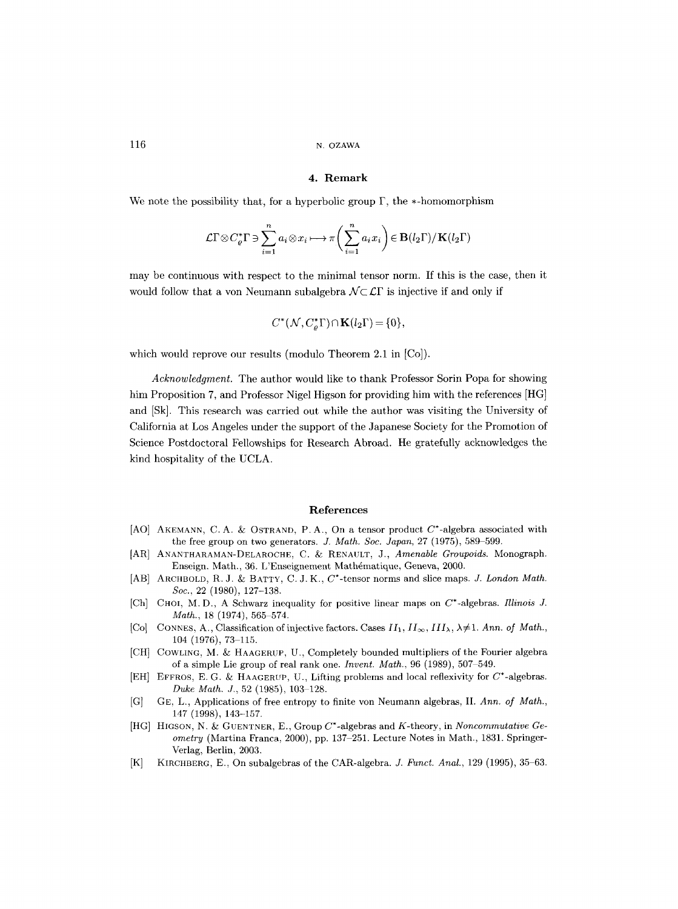## 4. Remark

We note the possibility that, for a hyperbolic group $\Gamma$, the $*$-homomorphism

$$\mathcal{L}\Gamma \otimes C^*_\varrho\Gamma \ni \sum_{i=1}^n a_i \otimes x_i \longmapsto \pi\Big(\sum_{i=1}^n a_i x_i\Big) \in \mathbf{B}(l_2\Gamma)/\mathbf{K}(l_2\Gamma)$$

may be continuous with respect to the minimal tensor norm. If this is the case, then it would follow that a von Neumann subalgebra $\mathcal{N} \subset \mathcal{L}\Gamma$ is injective if and only if

$$C^*(\mathcal{N}, C^*_\varrho\Gamma) \cap \mathbf{K}(l_2\Gamma) = \{0\},$$

which would reprove our results (modulo Theorem 2.1 in [Co]).

*Acknowledgment.* The author would like to thank Professor Sorin Popa for showing him Proposition 7, and Professor Nigel Higson for providing him with the references [HG] and [Sk]. This research was carried out while the author was visiting the University of California at Los Angeles under the support of the Japanese Society for the Promotion of Science Postdoctoral Fellowships for Research Abroad. He gratefully acknowledges the kind hospitality of the UCLA.

## References

[AO] Akemann, C. A. & Ostrand, P. A., On a tensor product $C^*$-algebra associated with the free group on two generators. *J. Math. Soc. Japan*, 27 (1975), 589–599.

[AR] Anantharaman-Delaroche, C. & Renault, J., *Amenable Groupoids*. Monograph. Enseign. Math., 36. L'Enseignement Mathématique, Geneva, 2000.

[AB] Archbold, R. J. & Batty, C. J. K., $C^*$-tensor norms and slice maps. *J. London Math. Soc.*, 22 (1980), 127–138.

[Ch] Choi, M. D., A Schwarz inequality for positive linear maps on $C^*$-algebras. *Illinois J. Math.*, 18 (1974), 565–574.

[Co] Connes, A., Classification of injective factors. Cases $II_1$, $II_\infty$, $III_\lambda$, $\lambda \neq 1$. *Ann. of Math.*, 104 (1976), 73–115.

[CH] Cowling, M. & Haagerup, U., Completely bounded multipliers of the Fourier algebra of a simple Lie group of real rank one. *Invent. Math.*, 96 (1989), 507–549.

[EH] Effros, E. G. & Haagerup, U., Lifting problems and local reflexivity for $C^*$-algebras. *Duke Math. J.*, 52 (1985), 103–128.

[G] Ge, L., Applications of free entropy to finite von Neumann algebras, II. *Ann. of Math.*, 147 (1998), 143–157.

[HG] Higson, N. & Guentner, E., Group $C^*$-algebras and $K$-theory, in *Noncommutative Geometry* (Martina Franca, 2000), pp. 137–251. Lecture Notes in Math., 1831. Springer-Verlag, Berlin, 2003.

[K] Kirchberg, E., On subalgebras of the CAR-algebra. *J. Funct. Anal.*, 129 (1995), 35–63.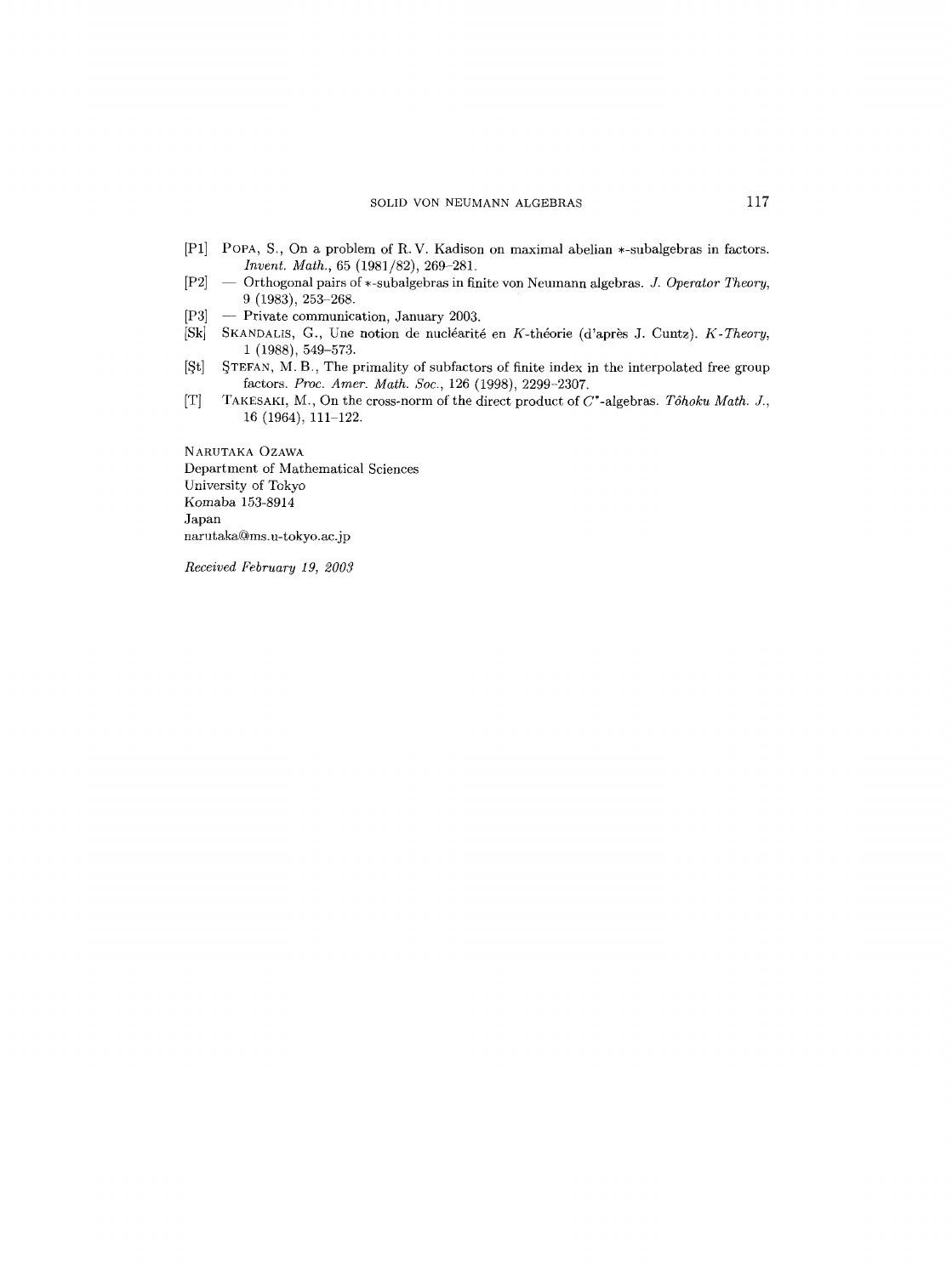[P1] Popa, S., On a problem of R. V. Kadison on maximal abelian *-subalgebras in factors. *Invent. Math.*, 65 (1981/82), 269–281.

[P2] — Orthogonal pairs of *-subalgebras in finite von Neumann algebras. *J. Operator Theory*, 9 (1983), 253–268.

[P3] — Private communication, January 2003.

[Sk] Skandalis, G., Une notion de nucléarité en $K$-théorie (d'après J. Cuntz). *$K$-Theory*, 1 (1988), 549–573.

[Şt] Ştefan, M. B., The primality of subfactors of finite index in the interpolated free group factors. *Proc. Amer. Math. Soc.*, 126 (1998), 2299–2307.

[T] Takesaki, M., On the cross-norm of the direct product of $C^*$-algebras. *Tôhoku Math. J.*, 16 (1964), 111–122.

Narutaka Ozawa
Department of Mathematical Sciences
University of Tokyo
Komaba 153-8914
Japan
narutaka@ms.u-tokyo.ac.jp

*Received February 19, 2003*